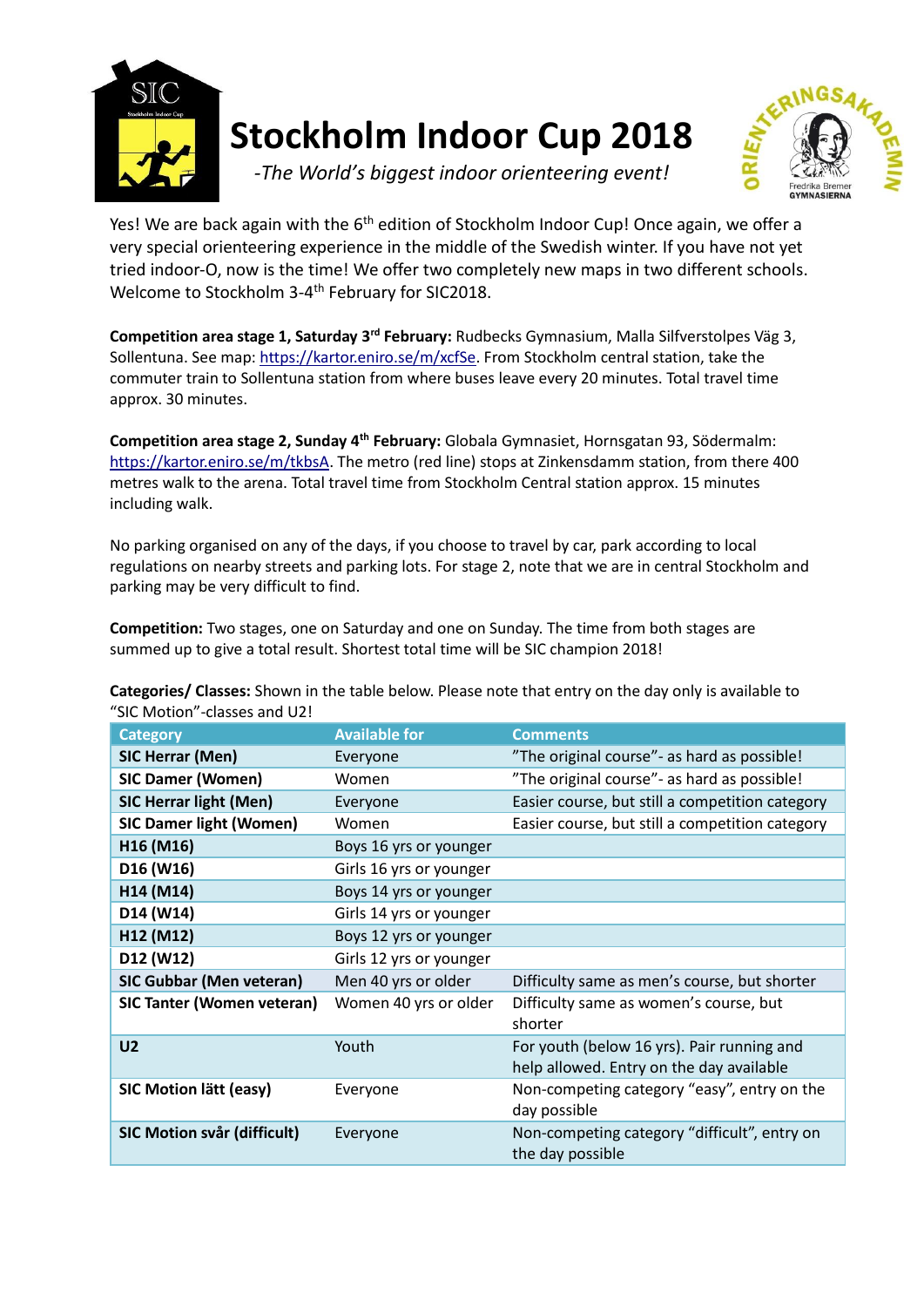# Stockholm Indoor Cup 2018

*-The World's biggest indoor orienteering event!*

Yes! We are back again with the 6th edition of Stockholm Indoor Cup! Once again, we offer a very special orienteering experience in the middle of the Swedish winter. If you have not yet tried indoor-O, now is the time! We offer two completely new maps in two different schools. Welcome to Stockholm 3-4th February for SIC2018.

**Competition area stage 1, Saturday 3rd February:** Rudbecks Gymnasium, Malla Silfverstolpes Väg 3, Sollentuna. See map: https://kartor.eniro.se/m/xcfSe. From Stockholm central station, take the commuter train to Sollentuna station from where buses leave every 20 minutes. Total travel time approx. 30 minutes.

**Competition area stage 2, Sunday 4th February:** Globala Gymnasiet, Hornsgatan 93, Södermalm: https://kartor.eniro.se/m/tkbsA. The metro (red line) stops at Zinkensdamm station, from there 400 metres walk to the arena. Total travel time from Stockholm Central station approx. 15 minutes including walk.

No parking organised on any of the days, if you choose to travel by car, park according to local regulations on nearby streets and parking lots. For stage 2, note that we are in central Stockholm and parking may be very difficult to find.

**Competition:** Two stages, one on Saturday and one on Sunday. The time from both stages are summed up to give a total result. Shortest total time will be SIC champion 2018!

**Categories/ Classes:** Shown in the table below. Please note that entry on the day only is available to "SIC Motion"-classes and U2!

| Category | Available for | Comments |
|---|---|---|
| **SIC Herrar (Men)** | Everyone | "The original course"- as hard as possible! |
| **SIC Damer (Women)** | Women | "The original course"- as hard as possible! |
| **SIC Herrar light (Men)** | Everyone | Easier course, but still a competition category |
| **SIC Damer light (Women)** | Women | Easier course, but still a competition category |
| **H16 (M16)** | Boys 16 yrs or younger | |
| **D16 (W16)** | Girls 16 yrs or younger | |
| **H14 (M14)** | Boys 14 yrs or younger | |
| **D14 (W14)** | Girls 14 yrs or younger | |
| **H12 (M12)** | Boys 12 yrs or younger | |
| **D12 (W12)** | Girls 12 yrs or younger | |
| **SIC Gubbar (Men veteran)** | Men 40 yrs or older | Difficulty same as men's course, but shorter |
| **SIC Tanter (Women veteran)** | Women 40 yrs or older | Difficulty same as women's course, but shorter |
| **U2** | Youth | For youth (below 16 yrs). Pair running and help allowed. Entry on the day available |
| **SIC Motion lätt (easy)** | Everyone | Non-competing category "easy", entry on the day possible |
| **SIC Motion svår (difficult)** | Everyone | Non-competing category "difficult", entry on the day possible |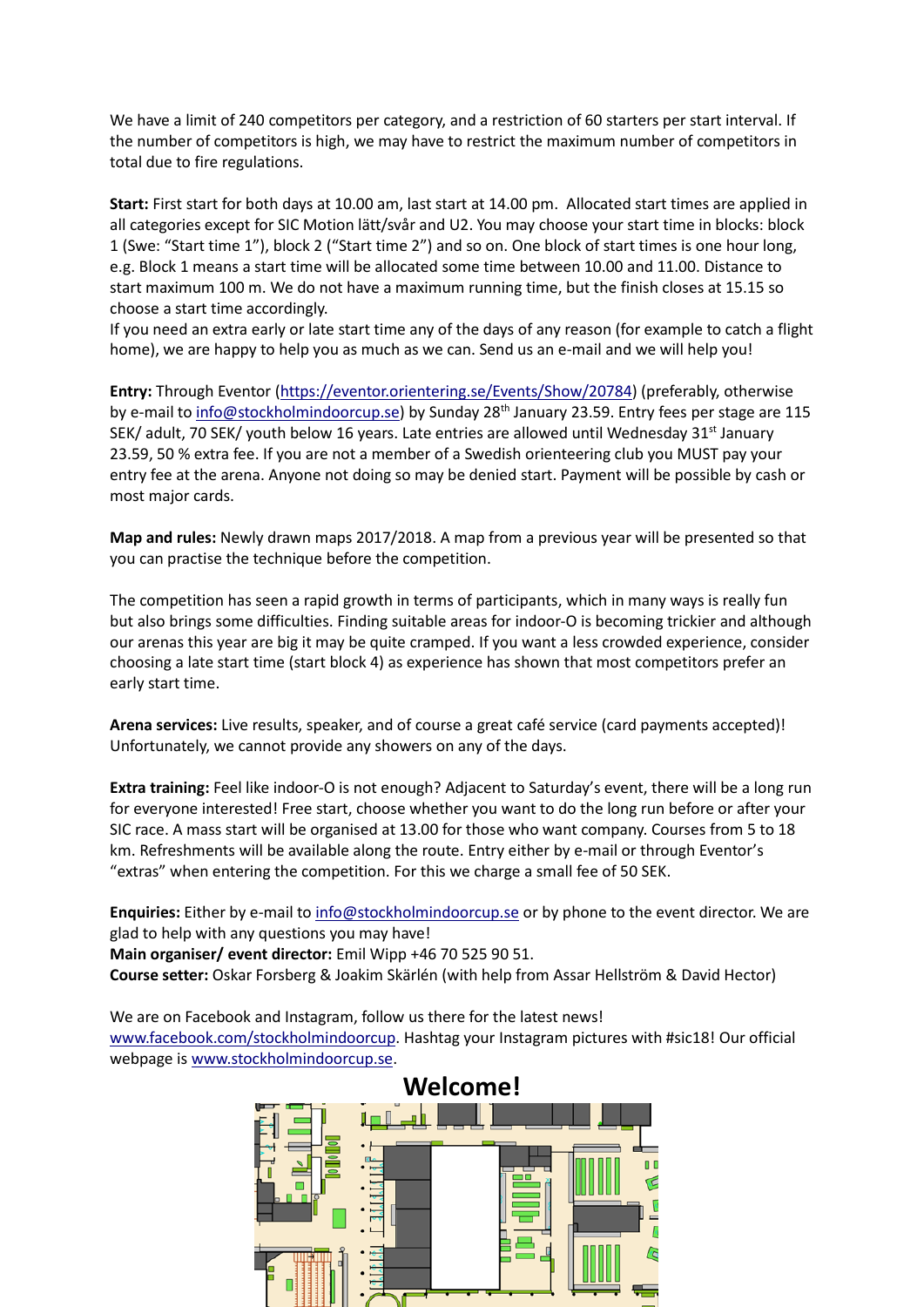We have a limit of 240 competitors per category, and a restriction of 60 starters per start interval. If the number of competitors is high, we may have to restrict the maximum number of competitors in total due to fire regulations.

**Start:** First start for both days at 10.00 am, last start at 14.00 pm. Allocated start times are applied in all categories except for SIC Motion lätt/svår and U2. You may choose your start time in blocks: block 1 (Swe: "Start time 1"), block 2 ("Start time 2") and so on. One block of start times is one hour long, e.g. Block 1 means a start time will be allocated some time between 10.00 and 11.00. Distance to start maximum 100 m. We do not have a maximum running time, but the finish closes at 15.15 so choose a start time accordingly.
If you need an extra early or late start time any of the days of any reason (for example to catch a flight home), we are happy to help you as much as we can. Send us an e-mail and we will help you!

**Entry:** Through Eventor (https://eventor.orientering.se/Events/Show/20784) (preferably, otherwise by e-mail to info@stockholmindoorcup.se) by Sunday 28th January 23.59. Entry fees per stage are 115 SEK/ adult, 70 SEK/ youth below 16 years. Late entries are allowed until Wednesday 31st January 23.59, 50 % extra fee. If you are not a member of a Swedish orienteering club you MUST pay your entry fee at the arena. Anyone not doing so may be denied start. Payment will be possible by cash or most major cards.

**Map and rules:** Newly drawn maps 2017/2018. A map from a previous year will be presented so that you can practise the technique before the competition.

The competition has seen a rapid growth in terms of participants, which in many ways is really fun but also brings some difficulties. Finding suitable areas for indoor-O is becoming trickier and although our arenas this year are big it may be quite cramped. If you want a less crowded experience, consider choosing a late start time (start block 4) as experience has shown that most competitors prefer an early start time.

**Arena services:** Live results, speaker, and of course a great café service (card payments accepted)! Unfortunately, we cannot provide any showers on any of the days.

**Extra training:** Feel like indoor-O is not enough? Adjacent to Saturday's event, there will be a long run for everyone interested! Free start, choose whether you want to do the long run before or after your SIC race. A mass start will be organised at 13.00 for those who want company. Courses from 5 to 18 km. Refreshments will be available along the route. Entry either by e-mail or through Eventor's "extras" when entering the competition. For this we charge a small fee of 50 SEK.

**Enquiries:** Either by e-mail to info@stockholmindoorcup.se or by phone to the event director. We are glad to help with any questions you may have!
**Main organiser/ event director:** Emil Wipp +46 70 525 90 51.
**Course setter:** Oskar Forsberg & Joakim Skärlén (with help from Assar Hellström & David Hector)

We are on Facebook and Instagram, follow us there for the latest news!
www.facebook.com/stockholmindoorcup. Hashtag your Instagram pictures with #sic18! Our official webpage is www.stockholmindoorcup.se.

## Welcome!